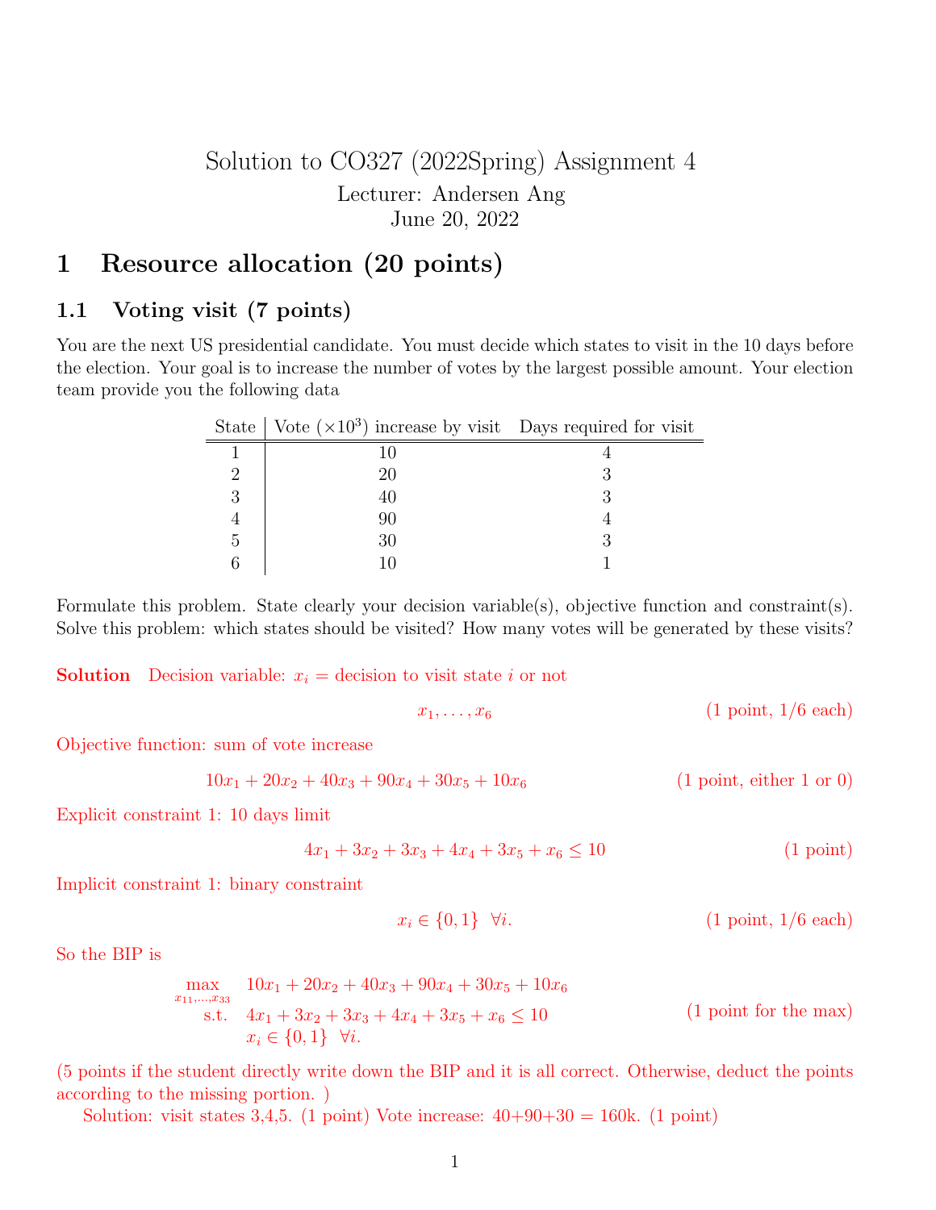# Solution to CO327 (2022Spring) Assignment 4

Lecturer: Andersen Ang

June 20, 2022

# 1 Resource allocation (20 points)

## 1.1 Voting visit (7 points)

You are the next US presidential candidate. You must decide which states to visit in the 10 days before the election. Your goal is to increase the number of votes by the largest possible amount. Your election team provide you the following data

| State | Vote ($\times 10^3$) increase by visit | Days required for visit |
|---|---|---|
| 1 | 10 | 4 |
| 2 | 20 | 3 |
| 3 | 40 | 3 |
| 4 | 90 | 4 |
| 5 | 30 | 3 |
| 6 | 10 | 1 |

Formulate this problem. State clearly your decision variable(s), objective function and constraint(s). Solve this problem: which states should be visited? How many votes will be generated by these visits?

**Solution** Decision variable: $x_i$ = decision to visit state $i$ or not

$$x_1, \dots, x_6 \qquad \text{(1 point, 1/6 each)}$$

Objective function: sum of vote increase

$$10x_1 + 20x_2 + 40x_3 + 90x_4 + 30x_5 + 10x_6 \qquad \text{(1 point, either 1 or 0)}$$

Explicit constraint 1: 10 days limit

$$4x_1 + 3x_2 + 3x_3 + 4x_4 + 3x_5 + x_6 \leq 10 \qquad \text{(1 point)}$$

Implicit constraint 1: binary constraint

$$x_i \in \{0, 1\} \;\; \forall i. \qquad \text{(1 point, 1/6 each)}$$

So the BIP is

$$\begin{aligned} \max_{x_{11}, \dots, x_{33}} \quad & 10x_1 + 20x_2 + 40x_3 + 90x_4 + 30x_5 + 10x_6 \\ \text{s.t.} \quad & 4x_1 + 3x_2 + 3x_3 + 4x_4 + 3x_5 + x_6 \leq 10 \\ & x_i \in \{0, 1\} \;\; \forall i. \end{aligned} \qquad \text{(1 point for the max)}$$

(5 points if the student directly write down the BIP and it is all correct. Otherwise, deduct the points according to the missing portion. )

Solution: visit states 3,4,5. (1 point) Vote increase: 40+90+30 = 160k. (1 point)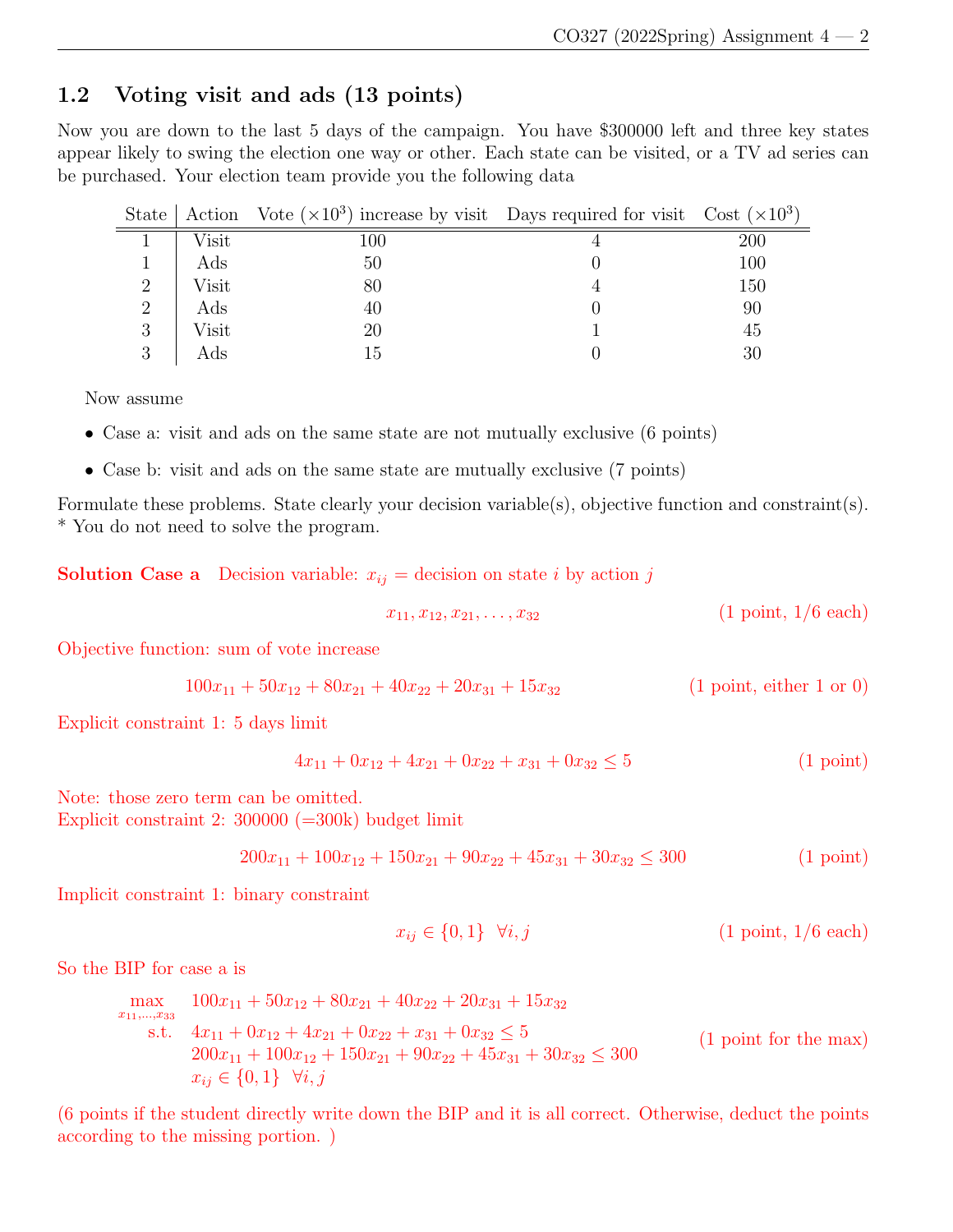## 1.2 Voting visit and ads (13 points)

Now you are down to the last 5 days of the campaign. You have $300000 left and three key states appear likely to swing the election one way or other. Each state can be visited, or a TV ad series can be purchased. Your election team provide you the following data

| State | Action | Vote ($\times 10^3$) increase by visit | Days required for visit | Cost ($\times 10^3$) |
|---|---|---|---|---|
| 1 | Visit | 100 | 4 | 200 |
| 1 | Ads | 50 | 0 | 100 |
| 2 | Visit | 80 | 4 | 150 |
| 2 | Ads | 40 | 0 | 90 |
| 3 | Visit | 20 | 1 | 45 |
| 3 | Ads | 15 | 0 | 30 |

Now assume

- Case a: visit and ads on the same state are not mutually exclusive (6 points)
- Case b: visit and ads on the same state are mutually exclusive (7 points)

Formulate these problems. State clearly your decision variable(s), objective function and constraint(s).
* You do not need to solve the program.

**Solution Case a** Decision variable: $x_{ij}$ = decision on state $i$ by action $j$

$$x_{11}, x_{12}, x_{21}, \ldots, x_{32}$$ (1 point, 1/6 each)

Objective function: sum of vote increase

$$100x_{11} + 50x_{12} + 80x_{21} + 40x_{22} + 20x_{31} + 15x_{32}$$ (1 point, either 1 or 0)

Explicit constraint 1: 5 days limit

$$4x_{11} + 0x_{12} + 4x_{21} + 0x_{22} + x_{31} + 0x_{32} \leq 5$$ (1 point)

Note: those zero term can be omitted.
Explicit constraint 2: 300000 (=300k) budget limit

$$200x_{11} + 100x_{12} + 150x_{21} + 90x_{22} + 45x_{31} + 30x_{32} \leq 300$$ (1 point)

Implicit constraint 1: binary constraint

$$x_{ij} \in \{0, 1\} \quad \forall i, j$$ (1 point, 1/6 each)

So the BIP for case a is

$$\begin{array}{rl} \max\limits_{x_{11},\ldots,x_{33}} & 100x_{11} + 50x_{12} + 80x_{21} + 40x_{22} + 20x_{31} + 15x_{32} \\ \text{s.t.} & 4x_{11} + 0x_{12} + 4x_{21} + 0x_{22} + x_{31} + 0x_{32} \leq 5 \\ & 200x_{11} + 100x_{12} + 150x_{21} + 90x_{22} + 45x_{31} + 30x_{32} \leq 300 \\ & x_{ij} \in \{0, 1\} \quad \forall i, j \end{array}$$

(1 point for the max)

(6 points if the student directly write down the BIP and it is all correct. Otherwise, deduct the points according to the missing portion. )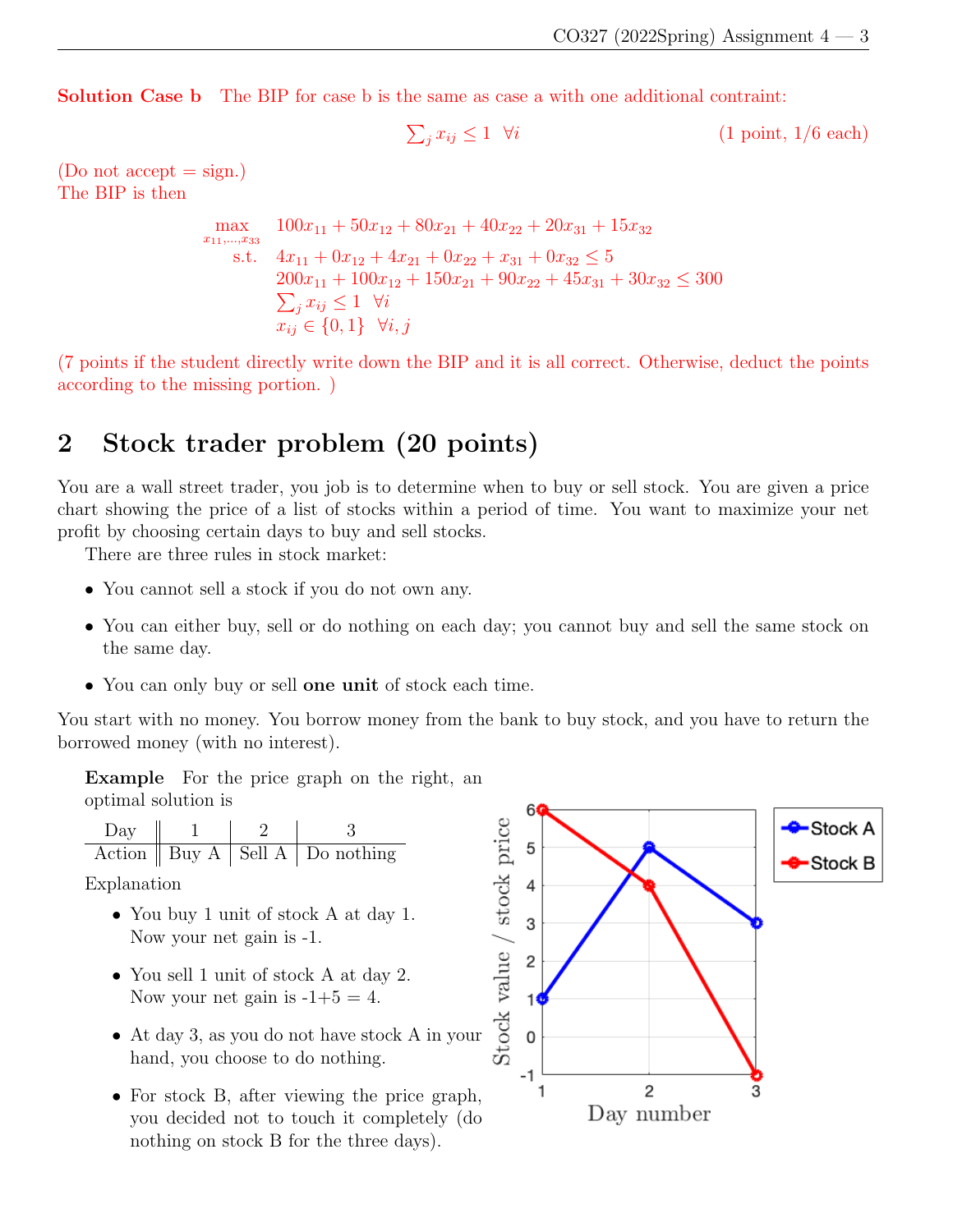**Solution Case b** The BIP for case b is the same as case a with one additional contraint:

$$\sum_j x_{ij} \leq 1 \quad \forall i \qquad \text{(1 point, 1/6 each)}$$

(Do not accept = sign.)
The BIP is then

$$
\begin{aligned}
\max_{x_{11},\dots,x_{33}} \quad & 100x_{11} + 50x_{12} + 80x_{21} + 40x_{22} + 20x_{31} + 15x_{32} \\
\text{s.t.} \quad & 4x_{11} + 0x_{12} + 4x_{21} + 0x_{22} + x_{31} + 0x_{32} \leq 5 \\
& 200x_{11} + 100x_{12} + 150x_{21} + 90x_{22} + 45x_{31} + 30x_{32} \leq 300 \\
& \textstyle\sum_j x_{ij} \leq 1 \quad \forall i \\
& x_{ij} \in \{0, 1\} \quad \forall i, j
\end{aligned}
$$

(7 points if the student directly write down the BIP and it is all correct. Otherwise, deduct the points according to the missing portion. )

## 2 Stock trader problem (20 points)

You are a wall street trader, you job is to determine when to buy or sell stock. You are given a price chart showing the price of a list of stocks within a period of time. You want to maximize your net profit by choosing certain days to buy and sell stocks.

There are three rules in stock market:

- You cannot sell a stock if you do not own any.
- You can either buy, sell or do nothing on each day; you cannot buy and sell the same stock on the same day.
- You can only buy or sell **one unit** of stock each time.

You start with no money. You borrow money from the bank to buy stock, and you have to return the borrowed money (with no interest).

**Example** For the price graph on the right, an optimal solution is

| Day | 1 | 2 | 3 |
|---|---|---|---|
| Action | Buy A | Sell A | Do nothing |

Explanation

- You buy 1 unit of stock A at day 1. Now your net gain is -1.
- You sell 1 unit of stock A at day 2. Now your net gain is -1+5 = 4.
- At day 3, as you do not have stock A in your hand, you choose to do nothing.
- For stock B, after viewing the price graph, you decided not to touch it completely (do nothing on stock B for the three days).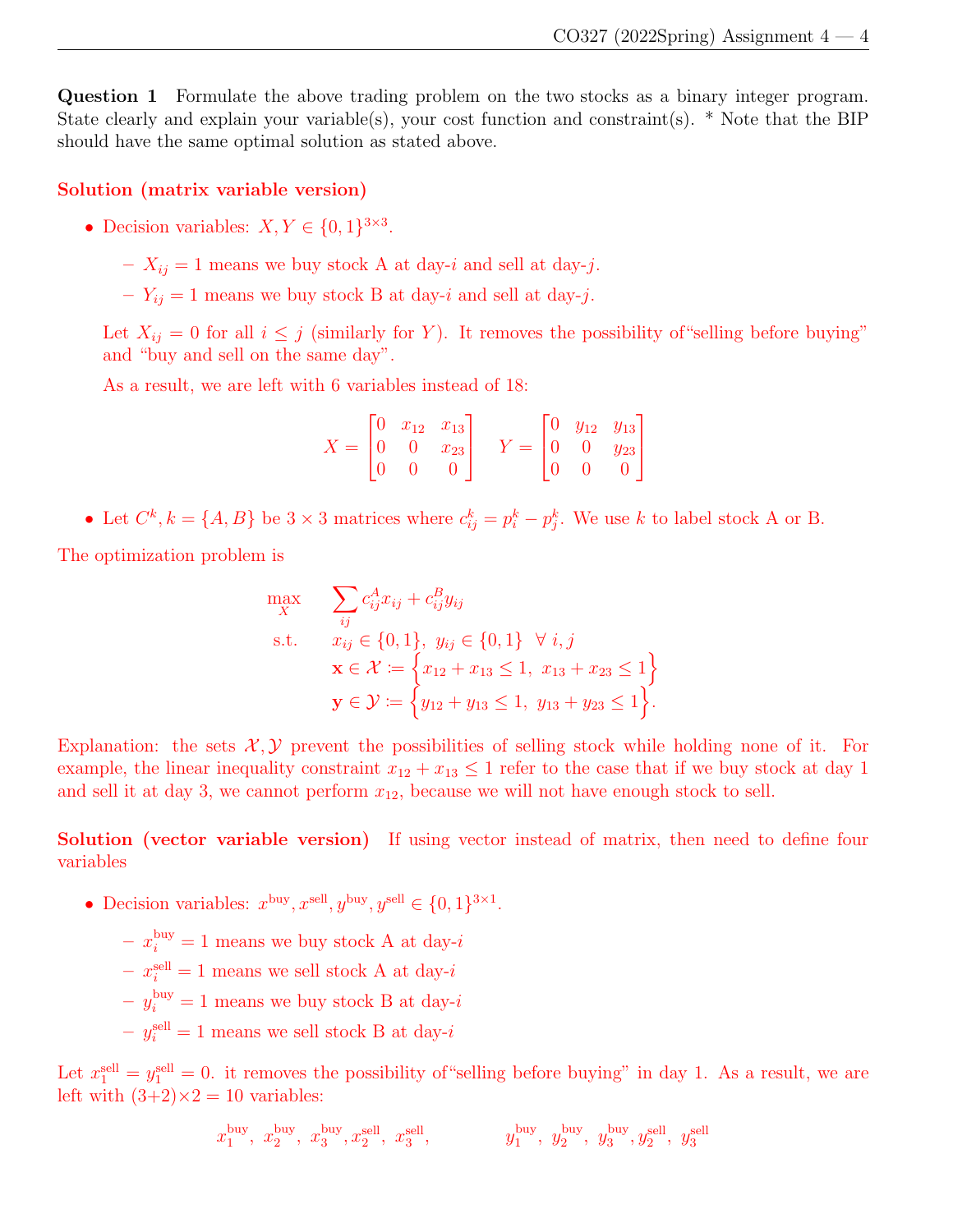**Question 1** Formulate the above trading problem on the two stocks as a binary integer program. State clearly and explain your variable(s), your cost function and constraint(s). * Note that the BIP should have the same optimal solution as stated above.

**Solution (matrix variable version)**

- Decision variables: $X, Y \in \{0,1\}^{3\times 3}$.
  - $X_{ij} = 1$ means we buy stock A at day-$i$ and sell at day-$j$.
  - $Y_{ij} = 1$ means we buy stock B at day-$i$ and sell at day-$j$.

  Let $X_{ij} = 0$ for all $i \leq j$ (similarly for $Y$). It removes the possibility of"selling before buying" and "buy and sell on the same day".

  As a result, we are left with 6 variables instead of 18:

$$X = \begin{bmatrix} 0 & x_{12} & x_{13} \\ 0 & 0 & x_{23} \\ 0 & 0 & 0 \end{bmatrix} \quad Y = \begin{bmatrix} 0 & y_{12} & y_{13} \\ 0 & 0 & y_{23} \\ 0 & 0 & 0 \end{bmatrix}$$

- Let $C^k, k = \{A, B\}$ be $3\times 3$ matrices where $c^k_{ij} = p^k_i - p^k_j$. We use $k$ to label stock A or B.

The optimization problem is

$$\begin{aligned} \max_{X} \quad & \sum_{ij} c^A_{ij} x_{ij} + c^B_{ij} y_{ij} \\ \text{s.t.} \quad & x_{ij} \in \{0,1\},\ y_{ij} \in \{0,1\} \ \ \forall\, i,j \\ & \mathbf{x} \in \mathcal{X} \coloneqq \Big\{ x_{12} + x_{13} \leq 1,\ x_{13} + x_{23} \leq 1 \Big\} \\ & \mathbf{y} \in \mathcal{Y} \coloneqq \Big\{ y_{12} + y_{13} \leq 1,\ y_{13} + y_{23} \leq 1 \Big\}. \end{aligned}$$

Explanation: the sets $\mathcal{X}, \mathcal{Y}$ prevent the possibilities of selling stock while holding none of it. For example, the linear inequality constraint $x_{12} + x_{13} \leq 1$ refer to the case that if we buy stock at day 1 and sell it at day 3, we cannot perform $x_{12}$, because we will not have enough stock to sell.

**Solution (vector variable version)** If using vector instead of matrix, then need to define four variables

- Decision variables: $x^{\text{buy}}, x^{\text{sell}}, y^{\text{buy}}, y^{\text{sell}} \in \{0,1\}^{3\times 1}$.
  - $x^{\text{buy}}_i = 1$ means we buy stock A at day-$i$
  - $x^{\text{sell}}_i = 1$ means we sell stock A at day-$i$
  - $y^{\text{buy}}_i = 1$ means we buy stock B at day-$i$
  - $y^{\text{sell}}_i = 1$ means we sell stock B at day-$i$

Let $x^{\text{sell}}_1 = y^{\text{sell}}_1 = 0$. it removes the possibility of"selling before buying" in day 1. As a result, we are left with $(3+2)\times 2 = 10$ variables:

$$x^{\text{buy}}_1,\ x^{\text{buy}}_2,\ x^{\text{buy}}_3, x^{\text{sell}}_2,\ x^{\text{sell}}_3, \qquad\qquad y^{\text{buy}}_1,\ y^{\text{buy}}_2,\ y^{\text{buy}}_3, y^{\text{sell}}_2,\ y^{\text{sell}}_3$$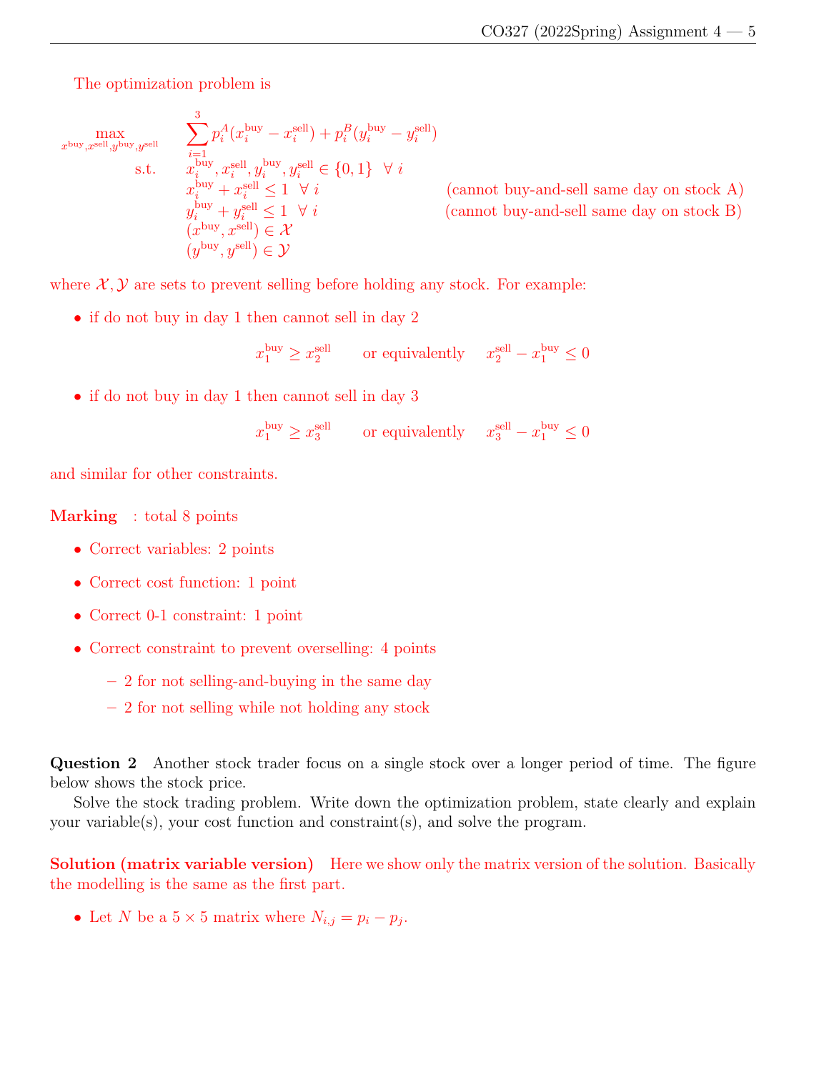The optimization problem is

$$
\begin{array}{lll}
\max\limits_{x^{\text{buy}},x^{\text{sell}},y^{\text{buy}},y^{\text{sell}}} & \displaystyle\sum_{i=1}^{3} p_i^A(x_i^{\text{buy}} - x_i^{\text{sell}}) + p_i^B(y_i^{\text{buy}} - y_i^{\text{sell}}) & \\
\text{s.t.} & x_i^{\text{buy}}, x_i^{\text{sell}}, y_i^{\text{buy}}, y_i^{\text{sell}} \in \{0,1\} \ \ \forall\, i & \\
& x_i^{\text{buy}} + x_i^{\text{sell}} \leq 1 \ \ \forall\, i & \text{(cannot buy-and-sell same day on stock A)} \\
& y_i^{\text{buy}} + y_i^{\text{sell}} \leq 1 \ \ \forall\, i & \text{(cannot buy-and-sell same day on stock B)} \\
& (x^{\text{buy}}, x^{\text{sell}}) \in \mathcal{X} & \\
& (y^{\text{buy}}, y^{\text{sell}}) \in \mathcal{Y} &
\end{array}
$$

where $\mathcal{X}, \mathcal{Y}$ are sets to prevent selling before holding any stock. For example:

- if do not buy in day 1 then cannot sell in day 2

$$x_1^{\text{buy}} \geq x_2^{\text{sell}} \qquad \text{or equivalently} \qquad x_2^{\text{sell}} - x_1^{\text{buy}} \leq 0$$

- if do not buy in day 1 then cannot sell in day 3

$$x_1^{\text{buy}} \geq x_3^{\text{sell}} \qquad \text{or equivalently} \qquad x_3^{\text{sell}} - x_1^{\text{buy}} \leq 0$$

and similar for other constraints.

**Marking** : total 8 points

- Correct variables: 2 points
- Correct cost function: 1 point
- Correct 0-1 constraint: 1 point
- Correct constraint to prevent overselling: 4 points
  - 2 for not selling-and-buying in the same day
  - 2 for not selling while not holding any stock

**Question 2** Another stock trader focus on a single stock over a longer period of time. The figure below shows the stock price.

Solve the stock trading problem. Write down the optimization problem, state clearly and explain your variable(s), your cost function and constraint(s), and solve the program.

**Solution (matrix variable version)** Here we show only the matrix version of the solution. Basically the modelling is the same as the first part.

- Let $N$ be a $5 \times 5$ matrix where $N_{i,j} = p_i - p_j$.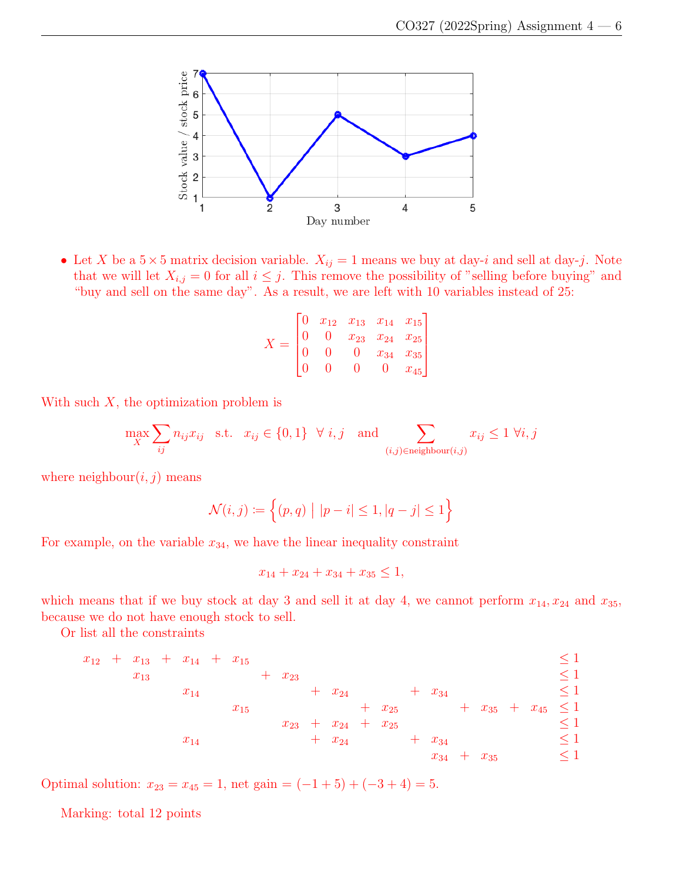- Let $X$ be a $5 \times 5$ matrix decision variable. $X_{ij} = 1$ means we buy at day-$i$ and sell at day-$j$. Note that we will let $X_{i,j} = 0$ for all $i \leq j$. This remove the possibility of "selling before buying" and "buy and sell on the same day". As a result, we are left with 10 variables instead of 25:

$$X = \begin{bmatrix} 0 & x_{12} & x_{13} & x_{14} & x_{15} \\ 0 & 0 & x_{23} & x_{24} & x_{25} \\ 0 & 0 & 0 & x_{34} & x_{35} \\ 0 & 0 & 0 & 0 & x_{45} \end{bmatrix}$$

With such $X$, the optimization problem is

$$\max_X \sum_{ij} n_{ij} x_{ij} \quad \text{s.t.} \quad x_{ij} \in \{0,1\} \;\; \forall \, i,j \quad \text{and} \quad \sum_{(i,j) \in \text{neighbour}(i,j)} x_{ij} \leq 1 \; \forall i,j$$

where neighbour$(i,j)$ means

$$\mathcal{N}(i,j) := \Big\{ (p,q) \;\Big|\; |p-i| \leq 1, |q-j| \leq 1 \Big\}$$

For example, on the variable $x_{34}$, we have the linear inequality constraint

$$x_{14} + x_{24} + x_{34} + x_{35} \leq 1,$$

which means that if we buy stock at day 3 and sell it at day 4, we cannot perform $x_{14}, x_{24}$ and $x_{35}$, because we do not have enough stock to sell.

Or list all the constraints

$$\begin{array}{lcl}
x_{12} + x_{13} + x_{14} + x_{15} & \leq & 1 \\
x_{13} + x_{23} & \leq & 1 \\
x_{14} + x_{24} + x_{34} & \leq & 1 \\
x_{15} + x_{25} + x_{35} + x_{45} & \leq & 1 \\
x_{23} + x_{24} + x_{25} & \leq & 1 \\
x_{14} + x_{24} + x_{34} & \leq & 1 \\
x_{34} + x_{35} & \leq & 1
\end{array}$$

Optimal solution: $x_{23} = x_{45} = 1$, net gain $= (-1+5) + (-3+4) = 5$.

Marking: total 12 points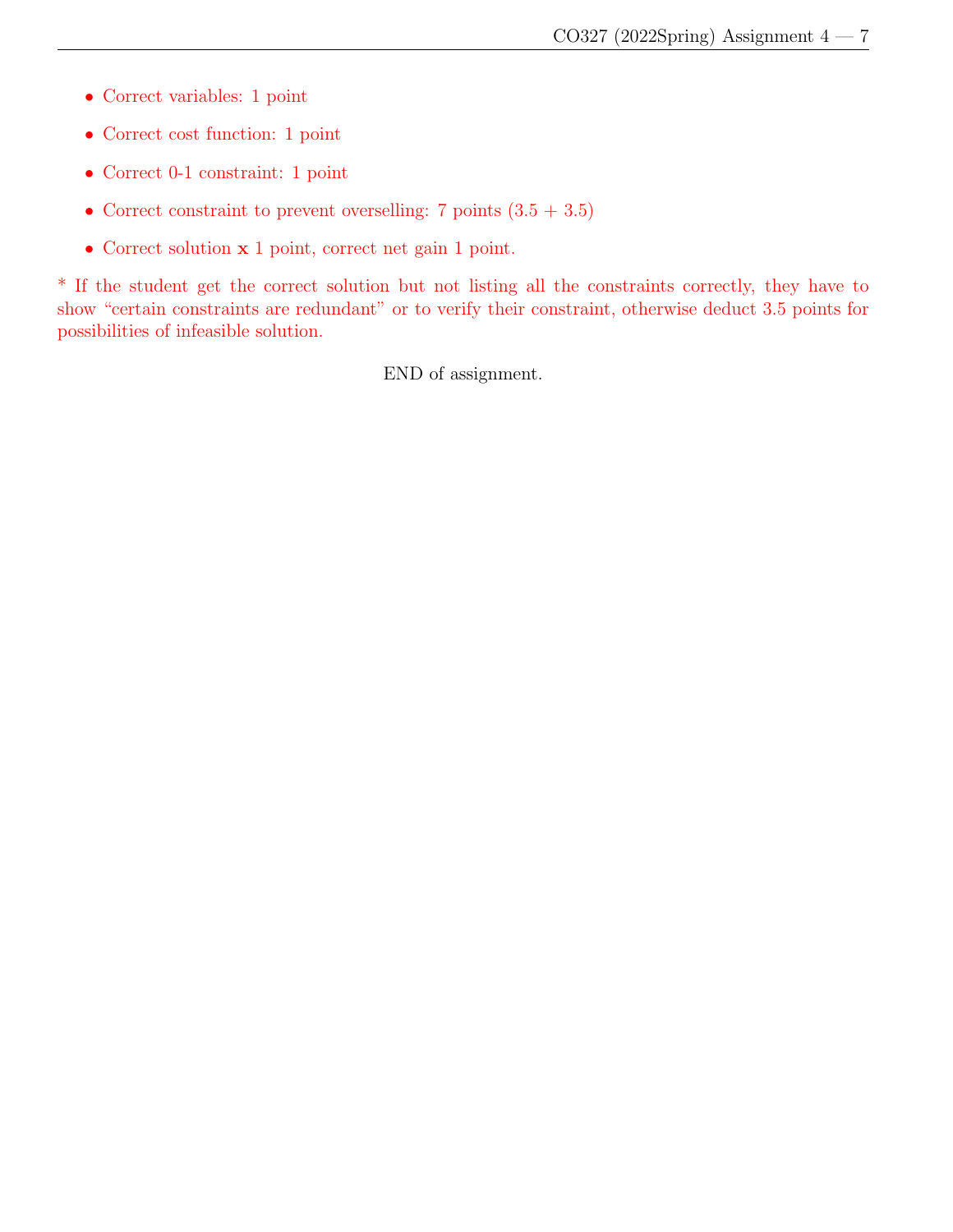- Correct variables: 1 point
- Correct cost function: 1 point
- Correct 0-1 constraint: 1 point
- Correct constraint to prevent overselling: 7 points (3.5 + 3.5)
- Correct solution **x** 1 point, correct net gain 1 point.

* If the student get the correct solution but not listing all the constraints correctly, they have to show "certain constraints are redundant" or to verify their constraint, otherwise deduct 3.5 points for possibilities of infeasible solution.

END of assignment.